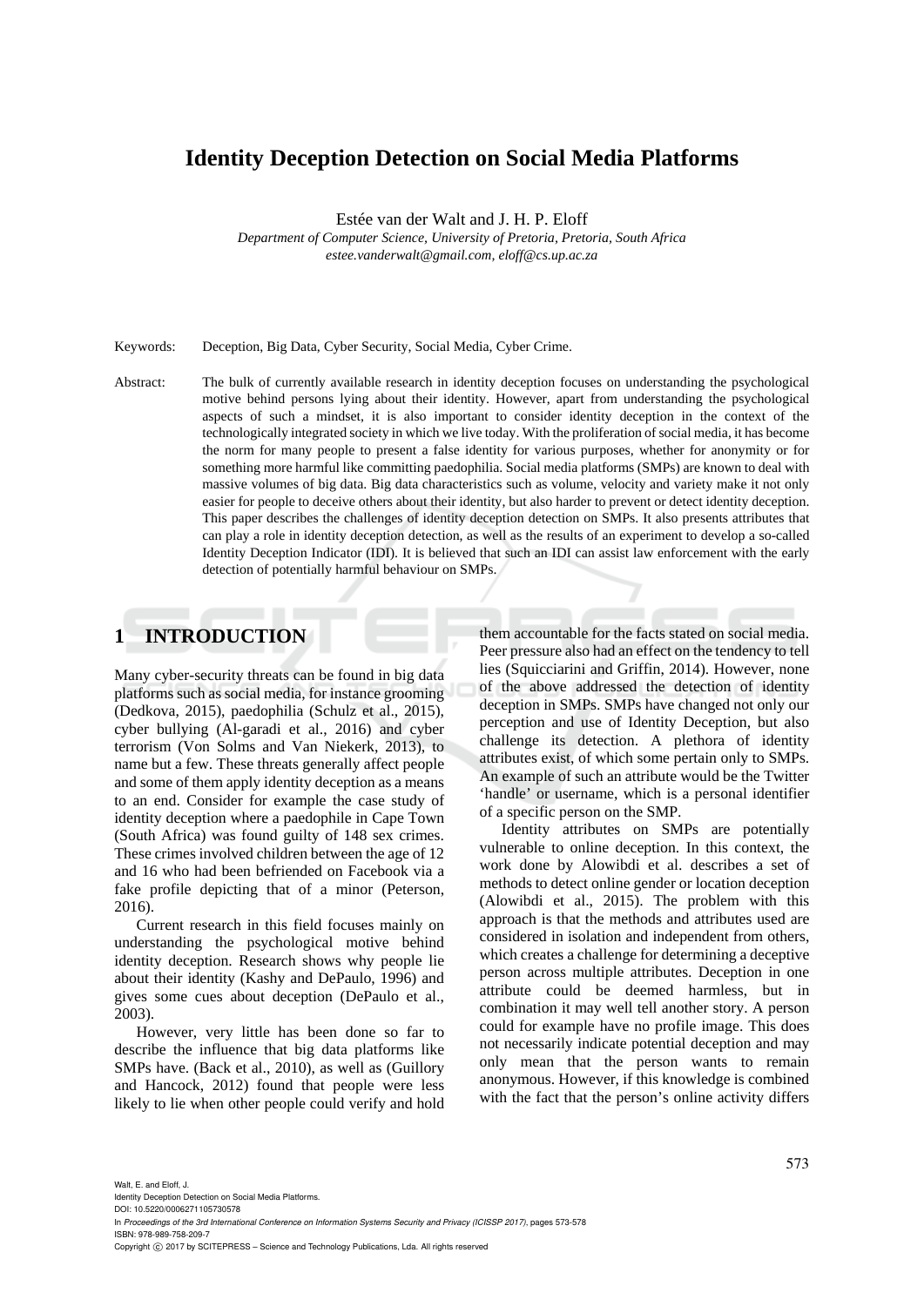# Identity Deception Detection on Social Media Platforms

Estée van der Walt and J. H. P. Eloff

*Department of Computer Science, University of Pretoria, Pretoria, South Africa*
*estee.vanderwalt@gmail.com, eloff@cs.up.ac.za*

Keywords: Deception, Big Data, Cyber Security, Social Media, Cyber Crime.

Abstract: The bulk of currently available research in identity deception focuses on understanding the psychological motive behind persons lying about their identity. However, apart from understanding the psychological aspects of such a mindset, it is also important to consider identity deception in the context of the technologically integrated society in which we live today. With the proliferation of social media, it has become the norm for many people to present a false identity for various purposes, whether for anonymity or for something more harmful like committing paedophilia. Social media platforms (SMPs) are known to deal with massive volumes of big data. Big data characteristics such as volume, velocity and variety make it not only easier for people to deceive others about their identity, but also harder to prevent or detect identity deception. This paper describes the challenges of identity deception detection on SMPs. It also presents attributes that can play a role in identity deception detection, as well as the results of an experiment to develop a so-called Identity Deception Indicator (IDI). It is believed that such an IDI can assist law enforcement with the early detection of potentially harmful behaviour on SMPs.

## 1 INTRODUCTION

Many cyber-security threats can be found in big data platforms such as social media, for instance grooming (Dedkova, 2015), paedophilia (Schulz et al., 2015), cyber bullying (Al-garadi et al., 2016) and cyber terrorism (Von Solms and Van Niekerk, 2013), to name but a few. These threats generally affect people and some of them apply identity deception as a means to an end. Consider for example the case study of identity deception where a paedophile in Cape Town (South Africa) was found guilty of 148 sex crimes. These crimes involved children between the age of 12 and 16 who had been befriended on Facebook via a fake profile depicting that of a minor (Peterson, 2016).

Current research in this field focuses mainly on understanding the psychological motive behind identity deception. Research shows why people lie about their identity (Kashy and DePaulo, 1996) and gives some cues about deception (DePaulo et al., 2003).

However, very little has been done so far to describe the influence that big data platforms like SMPs have. (Back et al., 2010), as well as (Guillory and Hancock, 2012) found that people were less likely to lie when other people could verify and hold them accountable for the facts stated on social media. Peer pressure also had an effect on the tendency to tell lies (Squicciarini and Griffin, 2014). However, none of the above addressed the detection of identity deception in SMPs. SMPs have changed not only our perception and use of Identity Deception, but also challenge its detection. A plethora of identity attributes exist, of which some pertain only to SMPs. An example of such an attribute would be the Twitter 'handle' or username, which is a personal identifier of a specific person on the SMP.

Identity attributes on SMPs are potentially vulnerable to online deception. In this context, the work done by Alowibdi et al. describes a set of methods to detect online gender or location deception (Alowibdi et al., 2015). The problem with this approach is that the methods and attributes used are considered in isolation and independent from others, which creates a challenge for determining a deceptive person across multiple attributes. Deception in one attribute could be deemed harmless, but in combination it may well tell another story. A person could for example have no profile image. This does not necessarily indicate potential deception and may only mean that the person wants to remain anonymous. However, if this knowledge is combined with the fact that the person's online activity differs

Walt, E. and Eloff, J.
Identity Deception Detection on Social Media Platforms.
DOI: 10.5220/0006271105730578
In *Proceedings of the 3rd International Conference on Information Systems Security and Privacy (ICISSP 2017)*, pages 573-578
ISBN: 978-989-758-209-7
Copyright © 2017 by SCITEPRESS – Science and Technology Publications, Lda. All rights reserved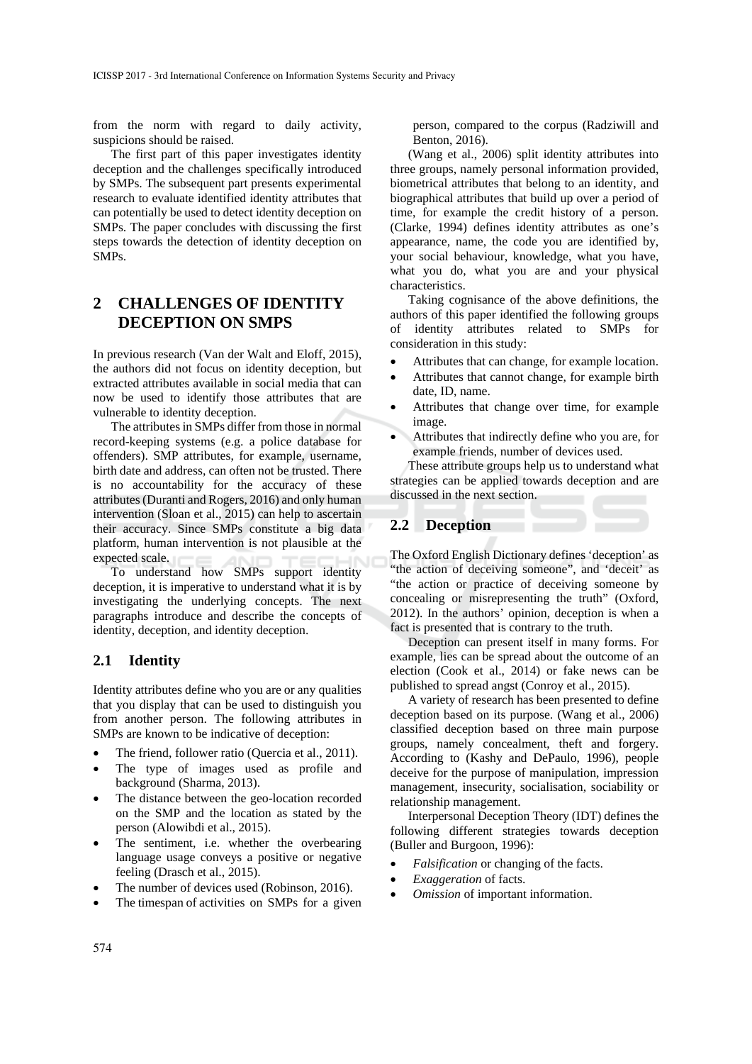from the norm with regard to daily activity, suspicions should be raised.

The first part of this paper investigates identity deception and the challenges specifically introduced by SMPs. The subsequent part presents experimental research to evaluate identified identity attributes that can potentially be used to detect identity deception on SMPs. The paper concludes with discussing the first steps towards the detection of identity deception on SMPs.

## 2 CHALLENGES OF IDENTITY DECEPTION ON SMPS

In previous research (Van der Walt and Eloff, 2015), the authors did not focus on identity deception, but extracted attributes available in social media that can now be used to identify those attributes that are vulnerable to identity deception.

The attributes in SMPs differ from those in normal record-keeping systems (e.g. a police database for offenders). SMP attributes, for example, username, birth date and address, can often not be trusted. There is no accountability for the accuracy of these attributes (Duranti and Rogers, 2016) and only human intervention (Sloan et al., 2015) can help to ascertain their accuracy. Since SMPs constitute a big data platform, human intervention is not plausible at the expected scale.

To understand how SMPs support identity deception, it is imperative to understand what it is by investigating the underlying concepts. The next paragraphs introduce and describe the concepts of identity, deception, and identity deception.

### 2.1 Identity

Identity attributes define who you are or any qualities that you display that can be used to distinguish you from another person. The following attributes in SMPs are known to be indicative of deception:

- The friend, follower ratio (Quercia et al., 2011).
- The type of images used as profile and background (Sharma, 2013).
- The distance between the geo-location recorded on the SMP and the location as stated by the person (Alowibdi et al., 2015).
- The sentiment, i.e. whether the overbearing language usage conveys a positive or negative feeling (Drasch et al., 2015).
- The number of devices used (Robinson, 2016).
- The timespan of activities on SMPs for a given person, compared to the corpus (Radziwill and Benton, 2016).

(Wang et al., 2006) split identity attributes into three groups, namely personal information provided, biometrical attributes that belong to an identity, and biographical attributes that build up over a period of time, for example the credit history of a person. (Clarke, 1994) defines identity attributes as one's appearance, name, the code you are identified by, your social behaviour, knowledge, what you have, what you do, what you are and your physical characteristics.

Taking cognisance of the above definitions, the authors of this paper identified the following groups of identity attributes related to SMPs for consideration in this study:

- Attributes that can change, for example location.
- Attributes that cannot change, for example birth date, ID, name.
- Attributes that change over time, for example image.
- Attributes that indirectly define who you are, for example friends, number of devices used.

These attribute groups help us to understand what strategies can be applied towards deception and are discussed in the next section.

### 2.2 Deception

The Oxford English Dictionary defines 'deception' as "the action of deceiving someone", and 'deceit' as "the action or practice of deceiving someone by concealing or misrepresenting the truth" (Oxford, 2012). In the authors' opinion, deception is when a fact is presented that is contrary to the truth.

Deception can present itself in many forms. For example, lies can be spread about the outcome of an election (Cook et al., 2014) or fake news can be published to spread angst (Conroy et al., 2015).

A variety of research has been presented to define deception based on its purpose. (Wang et al., 2006) classified deception based on three main purpose groups, namely concealment, theft and forgery. According to (Kashy and DePaulo, 1996), people deceive for the purpose of manipulation, impression management, insecurity, socialisation, sociability or relationship management.

Interpersonal Deception Theory (IDT) defines the following different strategies towards deception (Buller and Burgoon, 1996):

- *Falsification* or changing of the facts.
- *Exaggeration* of facts.
- *Omission* of important information.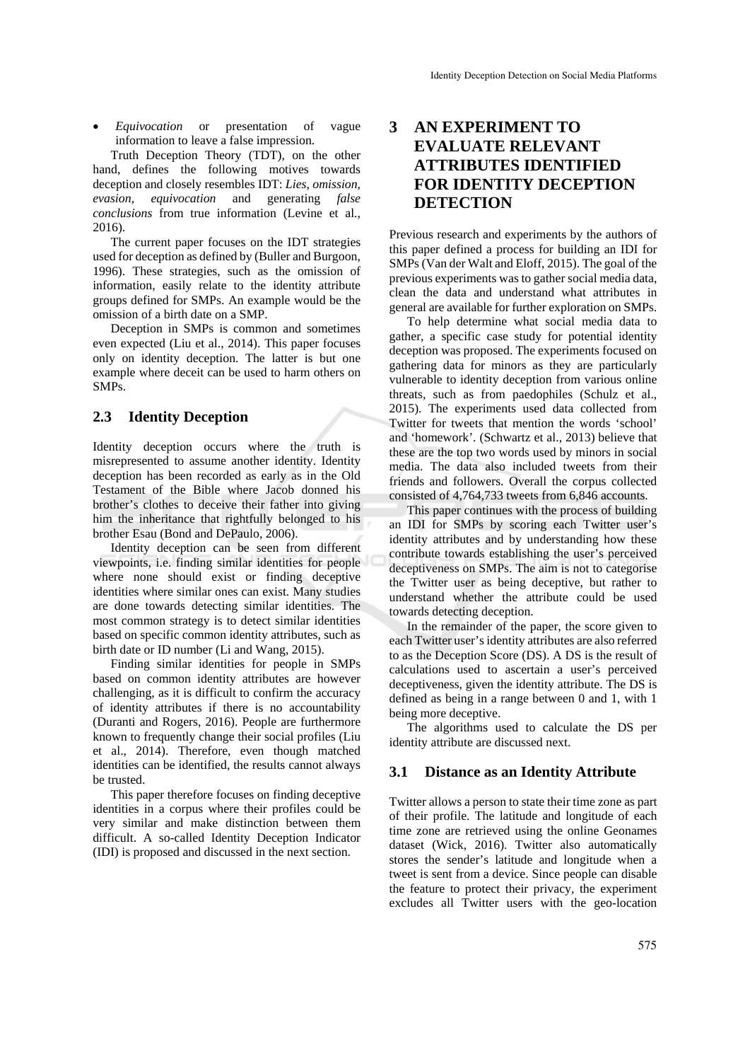- *Equivocation* or presentation of vague information to leave a false impression.

Truth Deception Theory (TDT), on the other hand, defines the following motives towards deception and closely resembles IDT: *Lies*, *omission*, *evasion*, *equivocation* and generating *false conclusions* from true information (Levine et al., 2016).

The current paper focuses on the IDT strategies used for deception as defined by (Buller and Burgoon, 1996). These strategies, such as the omission of information, easily relate to the identity attribute groups defined for SMPs. An example would be the omission of a birth date on a SMP.

Deception in SMPs is common and sometimes even expected (Liu et al., 2014). This paper focuses only on identity deception. The latter is but one example where deceit can be used to harm others on SMPs.

## 2.3 Identity Deception

Identity deception occurs where the truth is misrepresented to assume another identity. Identity deception has been recorded as early as in the Old Testament of the Bible where Jacob donned his brother's clothes to deceive their father into giving him the inheritance that rightfully belonged to his brother Esau (Bond and DePaulo, 2006).

Identity deception can be seen from different viewpoints, i.e. finding similar identities for people where none should exist or finding deceptive identities where similar ones can exist. Many studies are done towards detecting similar identities. The most common strategy is to detect similar identities based on specific common identity attributes, such as birth date or ID number (Li and Wang, 2015).

Finding similar identities for people in SMPs based on common identity attributes are however challenging, as it is difficult to confirm the accuracy of identity attributes if there is no accountability (Duranti and Rogers, 2016). People are furthermore known to frequently change their social profiles (Liu et al., 2014). Therefore, even though matched identities can be identified, the results cannot always be trusted.

This paper therefore focuses on finding deceptive identities in a corpus where their profiles could be very similar and make distinction between them difficult. A so-called Identity Deception Indicator (IDI) is proposed and discussed in the next section.

# 3 AN EXPERIMENT TO EVALUATE RELEVANT ATTRIBUTES IDENTIFIED FOR IDENTITY DECEPTION DETECTION

Previous research and experiments by the authors of this paper defined a process for building an IDI for SMPs (Van der Walt and Eloff, 2015). The goal of the previous experiments was to gather social media data, clean the data and understand what attributes in general are available for further exploration on SMPs.

To help determine what social media data to gather, a specific case study for potential identity deception was proposed. The experiments focused on gathering data for minors as they are particularly vulnerable to identity deception from various online threats, such as from paedophiles (Schulz et al., 2015). The experiments used data collected from Twitter for tweets that mention the words 'school' and 'homework'. (Schwartz et al., 2013) believe that these are the top two words used by minors in social media. The data also included tweets from their friends and followers. Overall the corpus collected consisted of 4,764,733 tweets from 6,846 accounts.

This paper continues with the process of building an IDI for SMPs by scoring each Twitter user's identity attributes and by understanding how these contribute towards establishing the user's perceived deceptiveness on SMPs. The aim is not to categorise the Twitter user as being deceptive, but rather to understand whether the attribute could be used towards detecting deception.

In the remainder of the paper, the score given to each Twitter user's identity attributes are also referred to as the Deception Score (DS). A DS is the result of calculations used to ascertain a user's perceived deceptiveness, given the identity attribute. The DS is defined as being in a range between 0 and 1, with 1 being more deceptive.

The algorithms used to calculate the DS per identity attribute are discussed next.

## 3.1 Distance as an Identity Attribute

Twitter allows a person to state their time zone as part of their profile. The latitude and longitude of each time zone are retrieved using the online Geonames dataset (Wick, 2016). Twitter also automatically stores the sender's latitude and longitude when a tweet is sent from a device. Since people can disable the feature to protect their privacy, the experiment excludes all Twitter users with the geo-location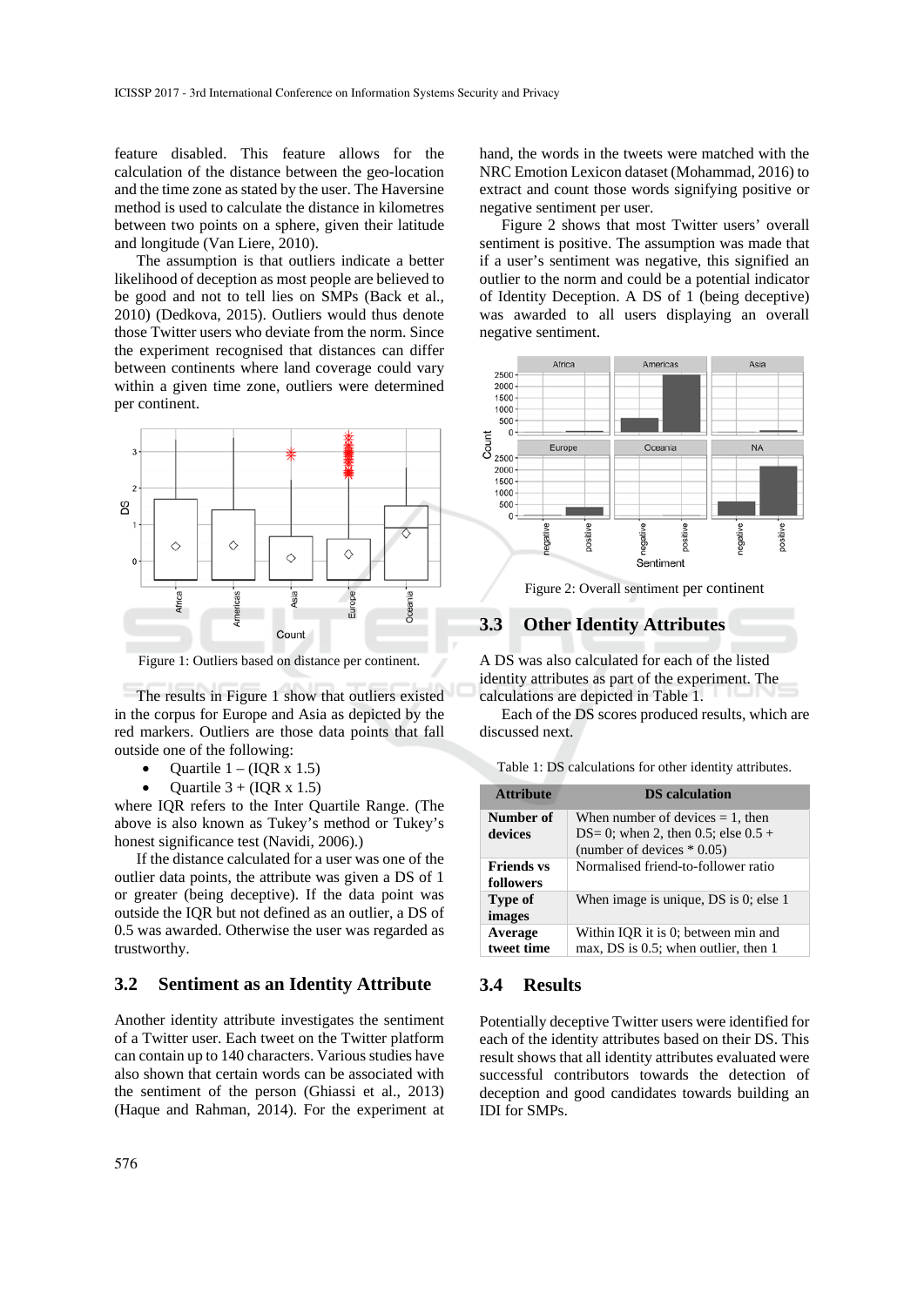feature disabled. This feature allows for the calculation of the distance between the geo-location and the time zone as stated by the user. The Haversine method is used to calculate the distance in kilometres between two points on a sphere, given their latitude and longitude (Van Liere, 2010).

The assumption is that outliers indicate a better likelihood of deception as most people are believed to be good and not to tell lies on SMPs (Back et al., 2010) (Dedkova, 2015). Outliers would thus denote those Twitter users who deviate from the norm. Since the experiment recognised that distances can differ between continents where land coverage could vary within a given time zone, outliers were determined per continent.

Figure 1: Outliers based on distance per continent.

The results in Figure 1 show that outliers existed in the corpus for Europe and Asia as depicted by the red markers. Outliers are those data points that fall outside one of the following:

- Quartile 1 – (IQR x 1.5)
- Quartile 3 + (IQR x 1.5)

where IQR refers to the Inter Quartile Range. (The above is also known as Tukey's method or Tukey's honest significance test (Navidi, 2006).)

If the distance calculated for a user was one of the outlier data points, the attribute was given a DS of 1 or greater (being deceptive). If the data point was outside the IQR but not defined as an outlier, a DS of 0.5 was awarded. Otherwise the user was regarded as trustworthy.

### 3.2 Sentiment as an Identity Attribute

Another identity attribute investigates the sentiment of a Twitter user. Each tweet on the Twitter platform can contain up to 140 characters. Various studies have also shown that certain words can be associated with the sentiment of the person (Ghiassi et al., 2013) (Haque and Rahman, 2014). For the experiment at hand, the words in the tweets were matched with the NRC Emotion Lexicon dataset (Mohammad, 2016) to extract and count those words signifying positive or negative sentiment per user.

Figure 2 shows that most Twitter users' overall sentiment is positive. The assumption was made that if a user's sentiment was negative, this signified an outlier to the norm and could be a potential indicator of Identity Deception. A DS of 1 (being deceptive) was awarded to all users displaying an overall negative sentiment.

Figure 2: Overall sentiment per continent

### 3.3 Other Identity Attributes

A DS was also calculated for each of the listed identity attributes as part of the experiment. The calculations are depicted in Table 1.

Each of the DS scores produced results, which are discussed next.

Table 1: DS calculations for other identity attributes.

| Attribute | DS calculation |
|---|---|
| **Number of devices** | When number of devices = 1, then DS= 0; when 2, then 0.5; else 0.5 + (number of devices * 0.05) |
| **Friends vs followers** | Normalised friend-to-follower ratio |
| **Type of images** | When image is unique, DS is 0; else 1 |
| **Average tweet time** | Within IQR it is 0; between min and max, DS is 0.5; when outlier, then 1 |

### 3.4 Results

Potentially deceptive Twitter users were identified for each of the identity attributes based on their DS. This result shows that all identity attributes evaluated were successful contributors towards the detection of deception and good candidates towards building an IDI for SMPs.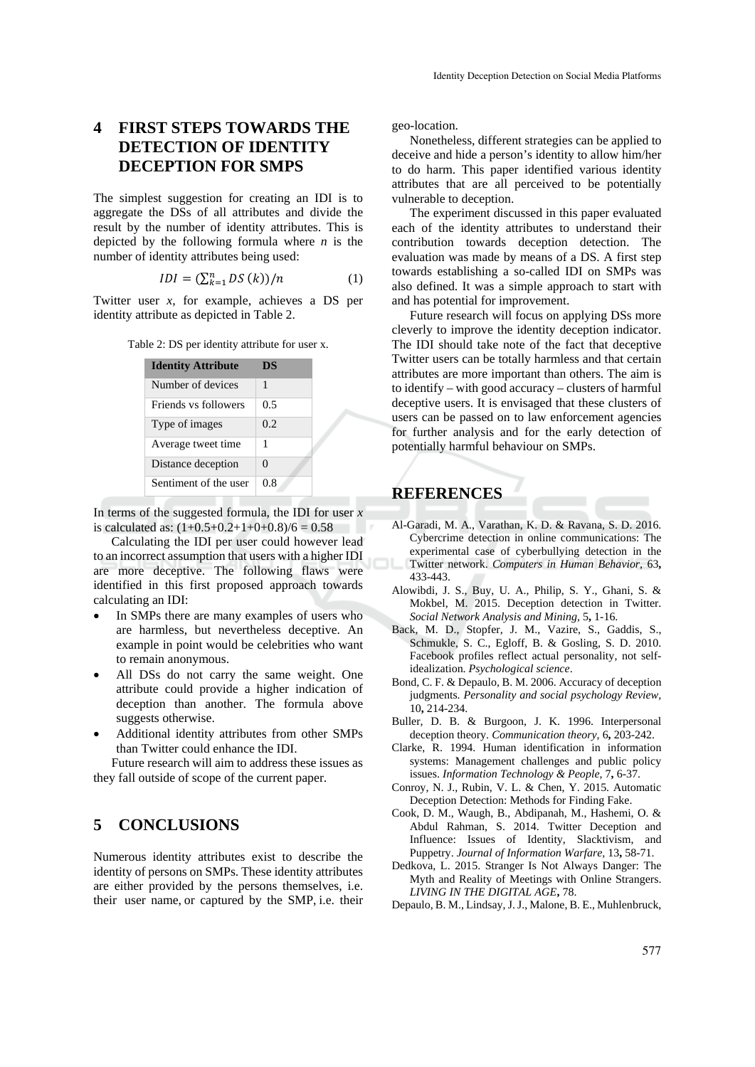## 4 FIRST STEPS TOWARDS THE DETECTION OF IDENTITY DECEPTION FOR SMPS

The simplest suggestion for creating an IDI is to aggregate the DSs of all attributes and divide the result by the number of identity attributes. This is depicted by the following formula where $n$ is the number of identity attributes being used:

$$IDI = \left(\sum_{k=1}^{n} DS\,(k)\right)/n \qquad (1)$$

Twitter user $x$, for example, achieves a DS per identity attribute as depicted in Table 2.

Table 2: DS per identity attribute for user x.

| Identity Attribute | DS |
|---|---|
| Number of devices | 1 |
| Friends vs followers | 0.5 |
| Type of images | 0.2 |
| Average tweet time | 1 |
| Distance deception | 0 |
| Sentiment of the user | 0.8 |

In terms of the suggested formula, the IDI for user $x$ is calculated as: $(1+0.5+0.2+1+0+0.8)/6 = 0.58$

Calculating the IDI per user could however lead to an incorrect assumption that users with a higher IDI are more deceptive. The following flaws were identified in this first proposed approach towards calculating an IDI:

- In SMPs there are many examples of users who are harmless, but nevertheless deceptive. An example in point would be celebrities who want to remain anonymous.
- All DSs do not carry the same weight. One attribute could provide a higher indication of deception than another. The formula above suggests otherwise.
- Additional identity attributes from other SMPs than Twitter could enhance the IDI.

Future research will aim to address these issues as they fall outside of scope of the current paper.

## 5 CONCLUSIONS

Numerous identity attributes exist to describe the identity of persons on SMPs. These identity attributes are either provided by the persons themselves, i.e. their user name, or captured by the SMP, i.e. their geo-location.

Nonetheless, different strategies can be applied to deceive and hide a person's identity to allow him/her to do harm. This paper identified various identity attributes that are all perceived to be potentially vulnerable to deception.

The experiment discussed in this paper evaluated each of the identity attributes to understand their contribution towards deception detection. The evaluation was made by means of a DS. A first step towards establishing a so-called IDI on SMPs was also defined. It was a simple approach to start with and has potential for improvement.

Future research will focus on applying DSs more cleverly to improve the identity deception indicator. The IDI should take note of the fact that deceptive Twitter users can be totally harmless and that certain attributes are more important than others. The aim is to identify – with good accuracy – clusters of harmful deceptive users. It is envisaged that these clusters of users can be passed on to law enforcement agencies for further analysis and for the early detection of potentially harmful behaviour on SMPs.

## REFERENCES

Al-Garadi, M. A., Varathan, K. D. & Ravana, S. D. 2016. Cybercrime detection in online communications: The experimental case of cyberbullying detection in the Twitter network. *Computers in Human Behavior*, 63**,** 433-443.

Alowibdi, J. S., Buy, U. A., Philip, S. Y., Ghani, S. & Mokbel, M. 2015. Deception detection in Twitter. *Social Network Analysis and Mining*, 5**,** 1-16.

Back, M. D., Stopfer, J. M., Vazire, S., Gaddis, S., Schmukle, S. C., Egloff, B. & Gosling, S. D. 2010. Facebook profiles reflect actual personality, not self-idealization. *Psychological science*.

Bond, C. F. & Depaulo, B. M. 2006. Accuracy of deception judgments. *Personality and social psychology Review,* 10**,** 214-234.

Buller, D. B. & Burgoon, J. K. 1996. Interpersonal deception theory. *Communication theory,* 6**,** 203-242.

Clarke, R. 1994. Human identification in information systems: Management challenges and public policy issues. *Information Technology & People,* 7**,** 6-37.

Conroy, N. J., Rubin, V. L. & Chen, Y. 2015. Automatic Deception Detection: Methods for Finding Fake.

Cook, D. M., Waugh, B., Abdipanah, M., Hashemi, O. & Abdul Rahman, S. 2014. Twitter Deception and Influence: Issues of Identity, Slacktivism, and Puppetry. *Journal of Information Warfare,* 13**,** 58-71.

Dedkova, L. 2015. Stranger Is Not Always Danger: The Myth and Reality of Meetings with Online Strangers. *LIVING IN THE DIGITAL AGE***,** 78.

Depaulo, B. M., Lindsay, J. J., Malone, B. E., Muhlenbruck,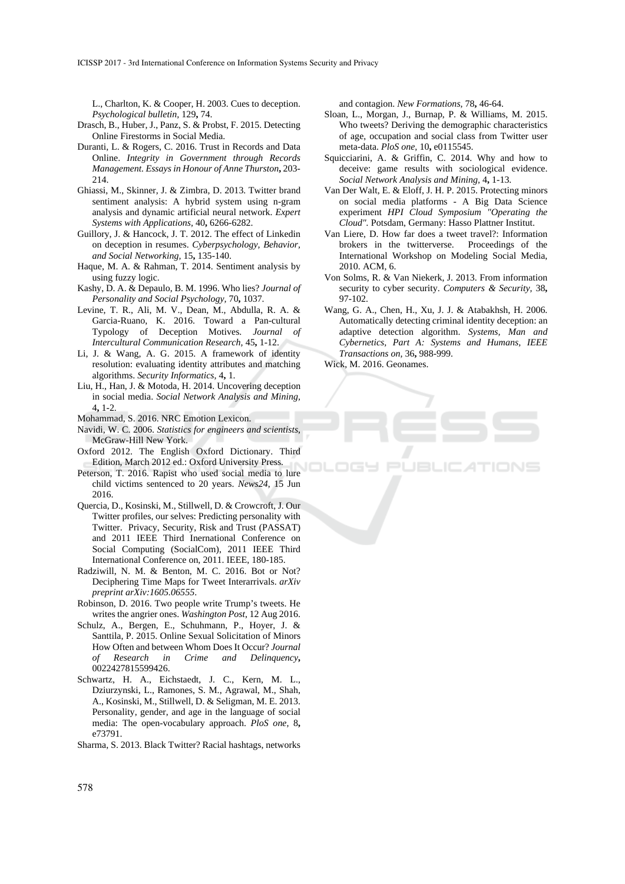L., Charlton, K. & Cooper, H. 2003. Cues to deception. *Psychological bulletin,* 129**,** 74.

Drasch, B., Huber, J., Panz, S. & Probst, F. 2015. Detecting Online Firestorms in Social Media.

Duranti, L. & Rogers, C. 2016. Trust in Records and Data Online. *Integrity in Government through Records Management. Essays in Honour of Anne Thurston***,** 203-214.

Ghiassi, M., Skinner, J. & Zimbra, D. 2013. Twitter brand sentiment analysis: A hybrid system using n-gram analysis and dynamic artificial neural network. *Expert Systems with Applications,* 40**,** 6266-6282.

Guillory, J. & Hancock, J. T. 2012. The effect of Linkedin on deception in resumes. *Cyberpsychology, Behavior, and Social Networking,* 15**,** 135-140.

Haque, M. A. & Rahman, T. 2014. Sentiment analysis by using fuzzy logic.

Kashy, D. A. & Depaulo, B. M. 1996. Who lies? *Journal of Personality and Social Psychology,* 70**,** 1037.

Levine, T. R., Ali, M. V., Dean, M., Abdulla, R. A. & Garcia-Ruano, K. 2016. Toward a Pan-cultural Typology of Deception Motives. *Journal of Intercultural Communication Research,* 45**,** 1-12.

Li, J. & Wang, A. G. 2015. A framework of identity resolution: evaluating identity attributes and matching algorithms. *Security Informatics,* 4**,** 1.

Liu, H., Han, J. & Motoda, H. 2014. Uncovering deception in social media. *Social Network Analysis and Mining,* 4**,** 1-2.

Mohammad, S. 2016. NRC Emotion Lexicon.

Navidi, W. C. 2006. *Statistics for engineers and scientists*, McGraw-Hill New York.

Oxford 2012. The English Oxford Dictionary. Third Edition, March 2012 ed.: Oxford University Press.

Peterson, T. 2016. Rapist who used social media to lure child victims sentenced to 20 years. *News24*, 15 Jun 2016.

Quercia, D., Kosinski, M., Stillwell, D. & Crowcroft, J. Our Twitter profiles, our selves: Predicting personality with Twitter. Privacy, Security, Risk and Trust (PASSAT) and 2011 IEEE Third Inernational Conference on Social Computing (SocialCom), 2011 IEEE Third International Conference on, 2011. IEEE, 180-185.

Radziwill, N. M. & Benton, M. C. 2016. Bot or Not? Deciphering Time Maps for Tweet Interarrivals. *arXiv preprint arXiv:1605.06555*.

Robinson, D. 2016. Two people write Trump's tweets. He writes the angrier ones. *Washington Post*, 12 Aug 2016.

Schulz, A., Bergen, E., Schuhmann, P., Hoyer, J. & Santtila, P. 2015. Online Sexual Solicitation of Minors How Often and between Whom Does It Occur? *Journal of Research in Crime and Delinquency***,** 0022427815599426.

Schwartz, H. A., Eichstaedt, J. C., Kern, M. L., Dziurzynski, L., Ramones, S. M., Agrawal, M., Shah, A., Kosinski, M., Stillwell, D. & Seligman, M. E. 2013. Personality, gender, and age in the language of social media: The open-vocabulary approach. *PloS one,* 8**,** e73791.

Sharma, S. 2013. Black Twitter? Racial hashtags, networks and contagion. *New Formations,* 78**,** 46-64.

Sloan, L., Morgan, J., Burnap, P. & Williams, M. 2015. Who tweets? Deriving the demographic characteristics of age, occupation and social class from Twitter user meta-data. *PloS one,* 10**,** e0115545.

Squicciarini, A. & Griffin, C. 2014. Why and how to deceive: game results with sociological evidence. *Social Network Analysis and Mining,* 4**,** 1-13.

Van Der Walt, E. & Eloff, J. H. P. 2015. Protecting minors on social media platforms - A Big Data Science experiment *HPI Cloud Symposium "Operating the Cloud".* Potsdam, Germany: Hasso Plattner Institut.

Van Liere, D. How far does a tweet travel?: Information brokers in the twitterverse. Proceedings of the International Workshop on Modeling Social Media, 2010. ACM, 6.

Von Solms, R. & Van Niekerk, J. 2013. From information security to cyber security. *Computers & Security,* 38**,** 97-102.

Wang, G. A., Chen, H., Xu, J. J. & Atabakhsh, H. 2006. Automatically detecting criminal identity deception: an adaptive detection algorithm. *Systems, Man and Cybernetics, Part A: Systems and Humans, IEEE Transactions on,* 36**,** 988-999.

Wick, M. 2016. Geonames.